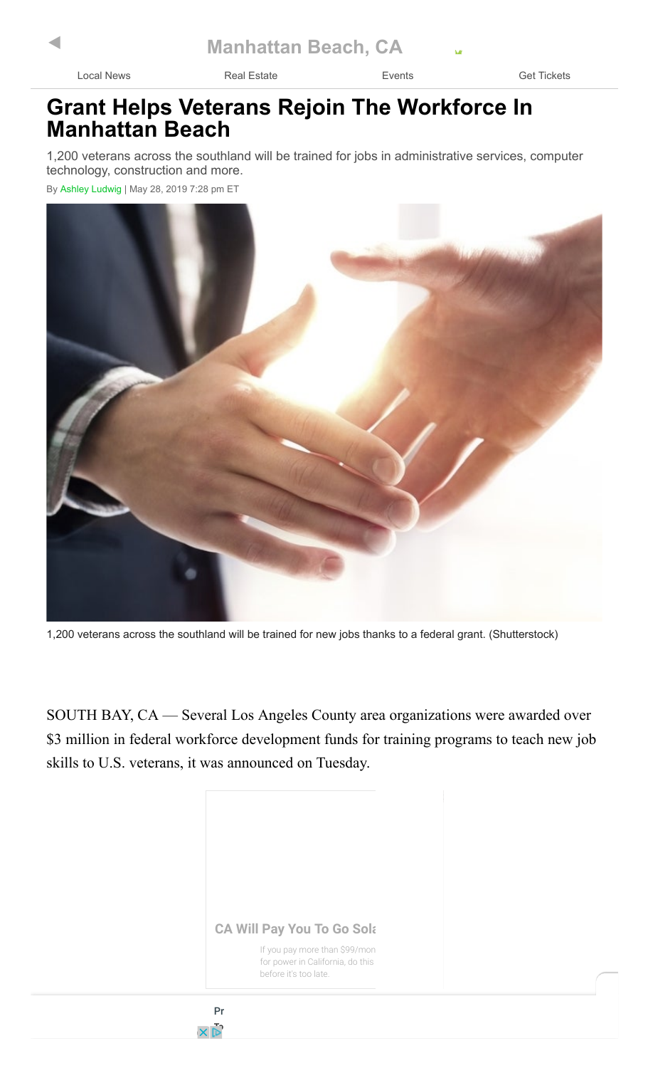# Grant Helps Veterans Rejoin The Workforce In Manhattan Beach

1,200 veterans across the southland will be trained for jobs in administrative services, computer technology, construction and more.

By Ashley Ludwig | May 28, 2019 7:28 pm ET

1,200 veterans across the southland will be trained for new jobs thanks to a federal grant. (Shutterstock)

SOUTH BAY, CA — Several Los Angeles County area organizations were awarded over $3 million in federal workforce development funds for training programs to teach new job skills to U.S. veterans, it was announced on Tuesday.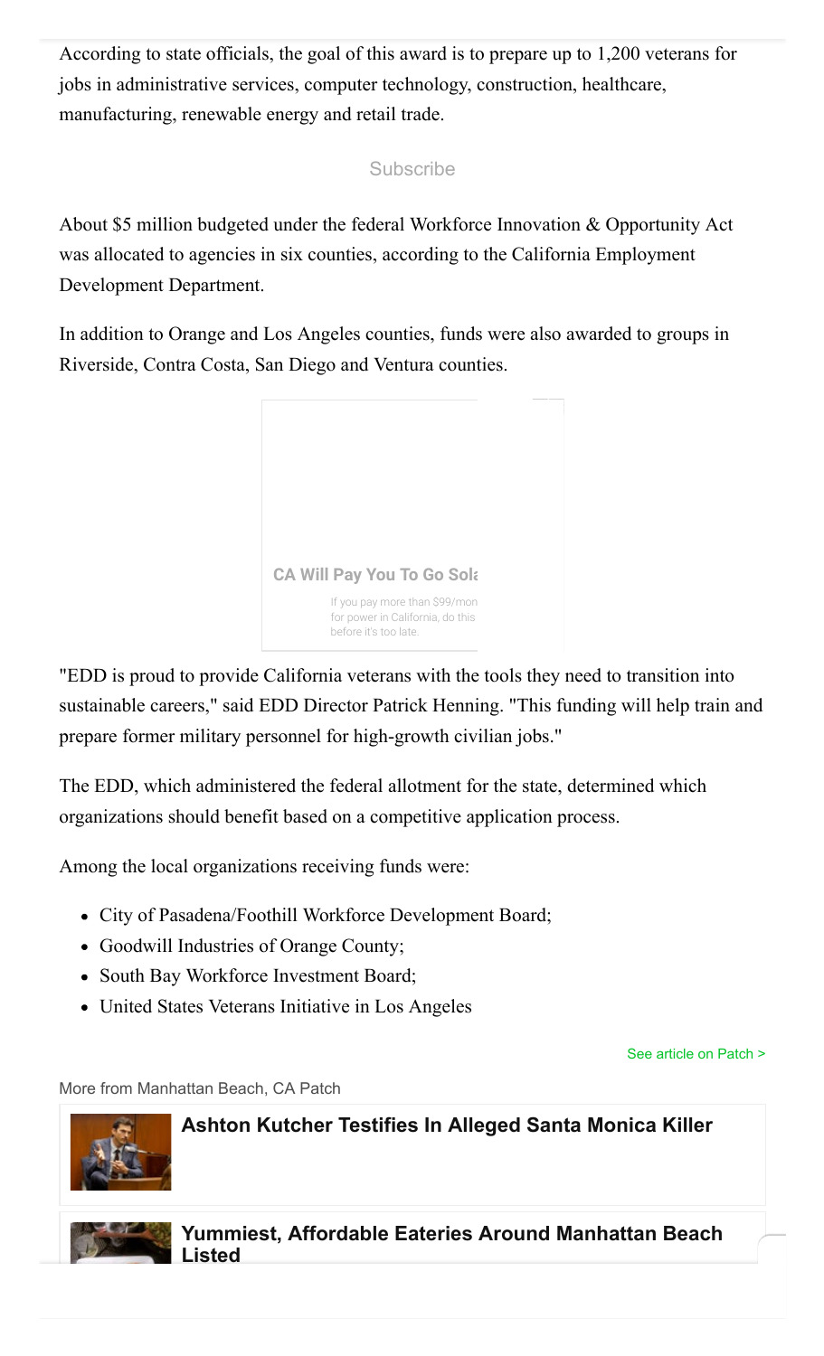According to state officials, the goal of this award is to prepare up to 1,200 veterans for jobs in administrative services, computer technology, construction, healthcare, manufacturing, renewable energy and retail trade.

About $5 million budgeted under the federal Workforce Innovation & Opportunity Act was allocated to agencies in six counties, according to the California Employment Development Department.

In addition to Orange and Los Angeles counties, funds were also awarded to groups in Riverside, Contra Costa, San Diego and Ventura counties.

"EDD is proud to provide California veterans with the tools they need to transition into sustainable careers," said EDD Director Patrick Henning. "This funding will help train and prepare former military personnel for high-growth civilian jobs."

The EDD, which administered the federal allotment for the state, determined which organizations should benefit based on a competitive application process.

Among the local organizations receiving funds were:

- City of Pasadena/Foothill Workforce Development Board;
- Goodwill Industries of Orange County;
- South Bay Workforce Investment Board;
- United States Veterans Initiative in Los Angeles